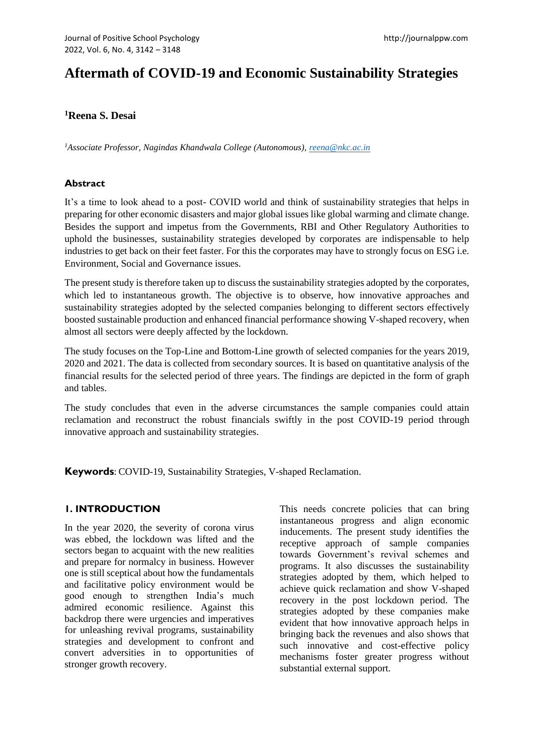# Aftermath of COVID-19 and Economic Sustainability Strategies

**[1]Reena S. Desai**

*[1]Associate Professor, Nagindas Khandwala College (Autonomous), reena@nkc.ac.in*

## Abstract

It's a time to look ahead to a post- COVID world and think of sustainability strategies that helps in preparing for other economic disasters and major global issues like global warming and climate change. Besides the support and impetus from the Governments, RBI and Other Regulatory Authorities to uphold the businesses, sustainability strategies developed by corporates are indispensable to help industries to get back on their feet faster. For this the corporates may have to strongly focus on ESG i.e. Environment, Social and Governance issues.

The present study is therefore taken up to discuss the sustainability strategies adopted by the corporates, which led to instantaneous growth. The objective is to observe, how innovative approaches and sustainability strategies adopted by the selected companies belonging to different sectors effectively boosted sustainable production and enhanced financial performance showing V-shaped recovery, when almost all sectors were deeply affected by the lockdown.

The study focuses on the Top-Line and Bottom-Line growth of selected companies for the years 2019, 2020 and 2021. The data is collected from secondary sources. It is based on quantitative analysis of the financial results for the selected period of three years. The findings are depicted in the form of graph and tables.

The study concludes that even in the adverse circumstances the sample companies could attain reclamation and reconstruct the robust financials swiftly in the post COVID-19 period through innovative approach and sustainability strategies.

**Keywords**: COVID-19, Sustainability Strategies, V-shaped Reclamation.

## 1. INTRODUCTION

In the year 2020, the severity of corona virus was ebbed, the lockdown was lifted and the sectors began to acquaint with the new realities and prepare for normalcy in business. However one is still sceptical about how the fundamentals and facilitative policy environment would be good enough to strengthen India's much admired economic resilience. Against this backdrop there were urgencies and imperatives for unleashing revival programs, sustainability strategies and development to confront and convert adversities in to opportunities of stronger growth recovery.

This needs concrete policies that can bring instantaneous progress and align economic inducements. The present study identifies the receptive approach of sample companies towards Government's revival schemes and programs. It also discusses the sustainability strategies adopted by them, which helped to achieve quick reclamation and show V-shaped recovery in the post lockdown period. The strategies adopted by these companies make evident that how innovative approach helps in bringing back the revenues and also shows that such innovative and cost-effective policy mechanisms foster greater progress without substantial external support.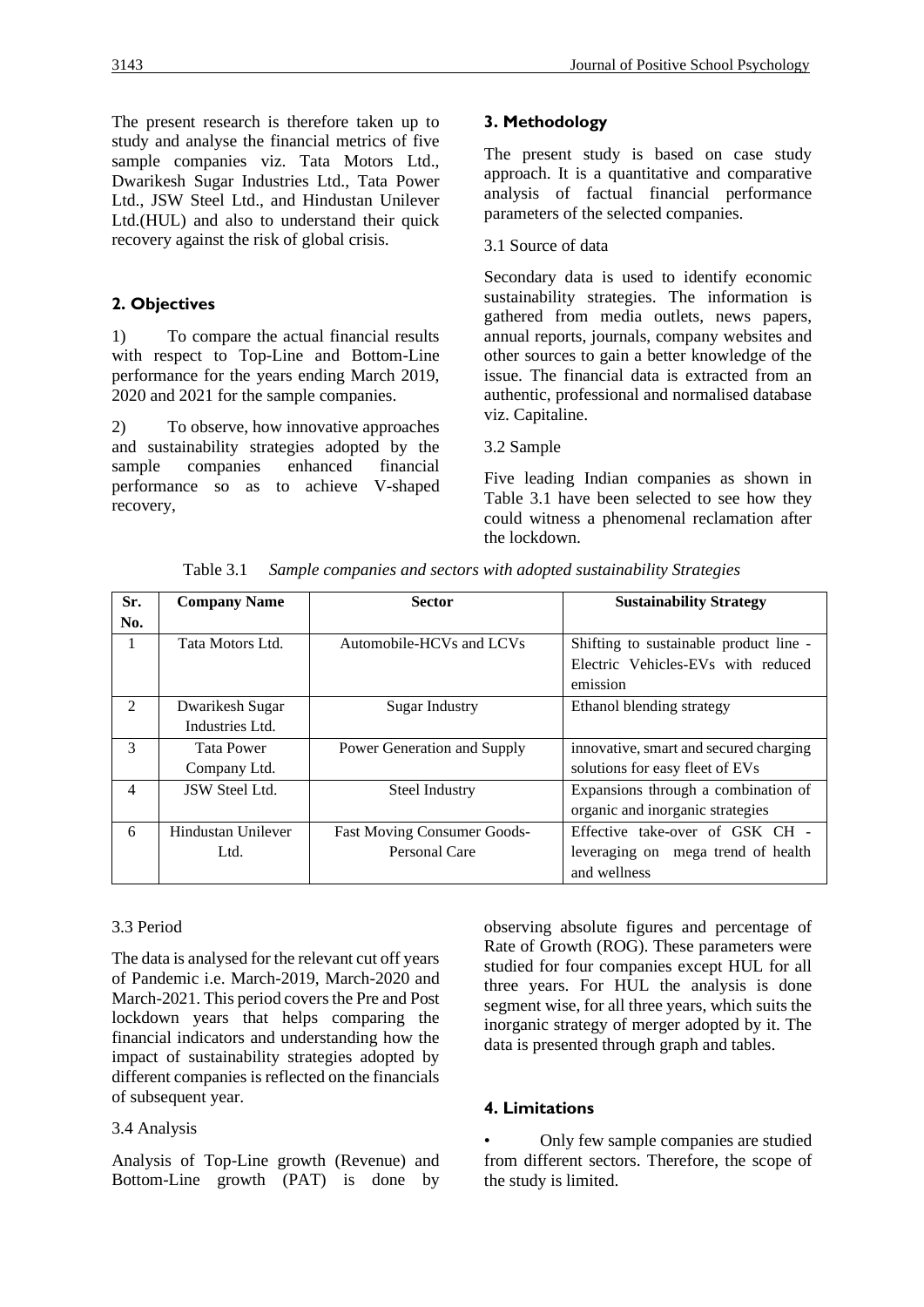The present research is therefore taken up to study and analyse the financial metrics of five sample companies viz. Tata Motors Ltd., Dwarikesh Sugar Industries Ltd., Tata Power Ltd., JSW Steel Ltd., and Hindustan Unilever Ltd.(HUL) and also to understand their quick recovery against the risk of global crisis.

## 2. Objectives

1) To compare the actual financial results with respect to Top-Line and Bottom-Line performance for the years ending March 2019, 2020 and 2021 for the sample companies.

2) To observe, how innovative approaches and sustainability strategies adopted by the sample companies enhanced financial performance so as to achieve V-shaped recovery,

## 3. Methodology

The present study is based on case study approach. It is a quantitative and comparative analysis of factual financial performance parameters of the selected companies.

3.1 Source of data

Secondary data is used to identify economic sustainability strategies. The information is gathered from media outlets, news papers, annual reports, journals, company websites and other sources to gain a better knowledge of the issue. The financial data is extracted from an authentic, professional and normalised database viz. Capitaline.

3.2 Sample

Five leading Indian companies as shown in Table 3.1 have been selected to see how they could witness a phenomenal reclamation after the lockdown.

Table 3.1 *Sample companies and sectors with adopted sustainability Strategies*

| Sr. No. | Company Name | Sector | Sustainability Strategy |
|---|---|---|---|
| 1 | Tata Motors Ltd. | Automobile-HCVs and LCVs | Shifting to sustainable product line - Electric Vehicles-EVs with reduced emission |
| 2 | Dwarikesh Sugar Industries Ltd. | Sugar Industry | Ethanol blending strategy |
| 3 | Tata Power Company Ltd. | Power Generation and Supply | innovative, smart and secured charging solutions for easy fleet of EVs |
| 4 | JSW Steel Ltd. | Steel Industry | Expansions through a combination of organic and inorganic strategies |
| 6 | Hindustan Unilever Ltd. | Fast Moving Consumer Goods-Personal Care | Effective take-over of GSK CH - leveraging on mega trend of health and wellness |

3.3 Period

The data is analysed for the relevant cut off years of Pandemic i.e. March-2019, March-2020 and March-2021. This period covers the Pre and Post lockdown years that helps comparing the financial indicators and understanding how the impact of sustainability strategies adopted by different companies is reflected on the financials of subsequent year.

3.4 Analysis

Analysis of Top-Line growth (Revenue) and Bottom-Line growth (PAT) is done by observing absolute figures and percentage of Rate of Growth (ROG). These parameters were studied for four companies except HUL for all three years. For HUL the analysis is done segment wise, for all three years, which suits the inorganic strategy of merger adopted by it. The data is presented through graph and tables.

## 4. Limitations

- Only few sample companies are studied from different sectors. Therefore, the scope of the study is limited.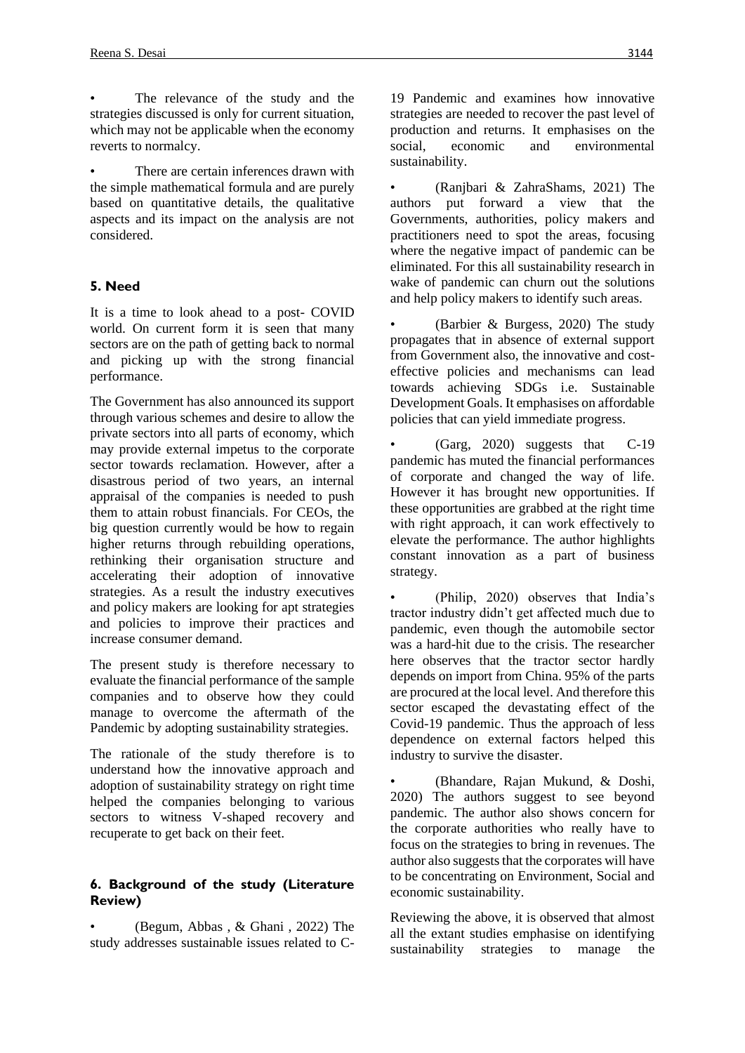- The relevance of the study and the strategies discussed is only for current situation, which may not be applicable when the economy reverts to normalcy.

- There are certain inferences drawn with the simple mathematical formula and are purely based on quantitative details, the qualitative aspects and its impact on the analysis are not considered.

## 5. Need

It is a time to look ahead to a post- COVID world. On current form it is seen that many sectors are on the path of getting back to normal and picking up with the strong financial performance.

The Government has also announced its support through various schemes and desire to allow the private sectors into all parts of economy, which may provide external impetus to the corporate sector towards reclamation. However, after a disastrous period of two years, an internal appraisal of the companies is needed to push them to attain robust financials. For CEOs, the big question currently would be how to regain higher returns through rebuilding operations, rethinking their organisation structure and accelerating their adoption of innovative strategies. As a result the industry executives and policy makers are looking for apt strategies and policies to improve their practices and increase consumer demand.

The present study is therefore necessary to evaluate the financial performance of the sample companies and to observe how they could manage to overcome the aftermath of the Pandemic by adopting sustainability strategies.

The rationale of the study therefore is to understand how the innovative approach and adoption of sustainability strategy on right time helped the companies belonging to various sectors to witness V-shaped recovery and recuperate to get back on their feet.

## 6. Background of the study (Literature Review)

- (Begum, Abbas , & Ghani , 2022) The study addresses sustainable issues related to C-19 Pandemic and examines how innovative strategies are needed to recover the past level of production and returns. It emphasises on the social, economic and environmental sustainability.

- (Ranjbari & ZahraShams, 2021) The authors put forward a view that the Governments, authorities, policy makers and practitioners need to spot the areas, focusing where the negative impact of pandemic can be eliminated. For this all sustainability research in wake of pandemic can churn out the solutions and help policy makers to identify such areas.

- (Barbier & Burgess, 2020) The study propagates that in absence of external support from Government also, the innovative and cost-effective policies and mechanisms can lead towards achieving SDGs i.e. Sustainable Development Goals. It emphasises on affordable policies that can yield immediate progress.

- (Garg, 2020) suggests that C-19 pandemic has muted the financial performances of corporate and changed the way of life. However it has brought new opportunities. If these opportunities are grabbed at the right time with right approach, it can work effectively to elevate the performance. The author highlights constant innovation as a part of business strategy.

- (Philip, 2020) observes that India's tractor industry didn't get affected much due to pandemic, even though the automobile sector was a hard-hit due to the crisis. The researcher here observes that the tractor sector hardly depends on import from China. 95% of the parts are procured at the local level. And therefore this sector escaped the devastating effect of the Covid-19 pandemic. Thus the approach of less dependence on external factors helped this industry to survive the disaster.

- (Bhandare, Rajan Mukund, & Doshi, 2020) The authors suggest to see beyond pandemic. The author also shows concern for the corporate authorities who really have to focus on the strategies to bring in revenues. The author also suggests that the corporates will have to be concentrating on Environment, Social and economic sustainability.

Reviewing the above, it is observed that almost all the extant studies emphasise on identifying sustainability strategies to manage the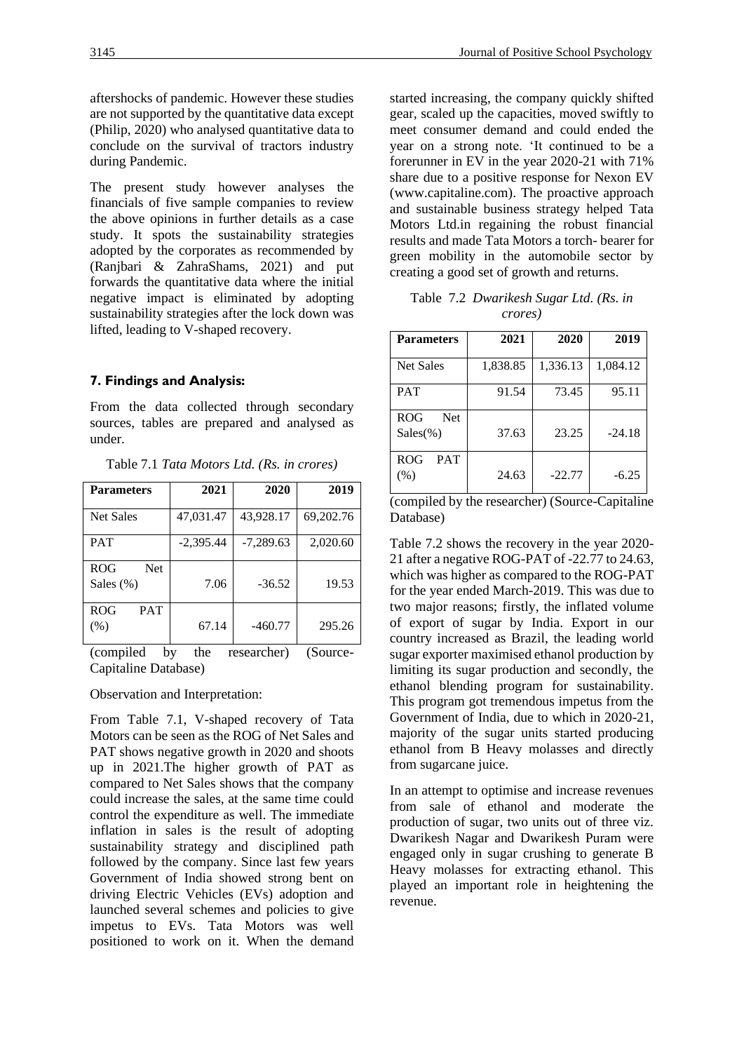aftershocks of pandemic. However these studies are not supported by the quantitative data except (Philip, 2020) who analysed quantitative data to conclude on the survival of tractors industry during Pandemic.

The present study however analyses the financials of five sample companies to review the above opinions in further details as a case study. It spots the sustainability strategies adopted by the corporates as recommended by (Ranjbari & ZahraShams, 2021) and put forwards the quantitative data where the initial negative impact is eliminated by adopting sustainability strategies after the lock down was lifted, leading to V-shaped recovery.

## 7. Findings and Analysis:

From the data collected through secondary sources, tables are prepared and analysed as under.

Table 7.1 *Tata Motors Ltd. (Rs. in crores)*

| Parameters | 2021 | 2020 | 2019 |
|---|---|---|---|
| Net Sales | 47,031.47 | 43,928.17 | 69,202.76 |
| PAT | -2,395.44 | -7,289.63 | 2,020.60 |
| ROG Net Sales (%) | 7.06 | -36.52 | 19.53 |
| ROG PAT (%) | 67.14 | -460.77 | 295.26 |

(compiled by the researcher) (Source-Capitaline Database)

Observation and Interpretation:

From Table 7.1, V-shaped recovery of Tata Motors can be seen as the ROG of Net Sales and PAT shows negative growth in 2020 and shoots up in 2021.The higher growth of PAT as compared to Net Sales shows that the company could increase the sales, at the same time could control the expenditure as well. The immediate inflation in sales is the result of adopting sustainability strategy and disciplined path followed by the company. Since last few years Government of India showed strong bent on driving Electric Vehicles (EVs) adoption and launched several schemes and policies to give impetus to EVs. Tata Motors was well positioned to work on it. When the demand started increasing, the company quickly shifted gear, scaled up the capacities, moved swiftly to meet consumer demand and could ended the year on a strong note. 'It continued to be a forerunner in EV in the year 2020-21 with 71% share due to a positive response for Nexon EV (www.capitaline.com). The proactive approach and sustainable business strategy helped Tata Motors Ltd.in regaining the robust financial results and made Tata Motors a torch- bearer for green mobility in the automobile sector by creating a good set of growth and returns.

Table 7.2 *Dwarikesh Sugar Ltd. (Rs. in crores)*

| Parameters | 2021 | 2020 | 2019 |
|---|---|---|---|
| Net Sales | 1,838.85 | 1,336.13 | 1,084.12 |
| PAT | 91.54 | 73.45 | 95.11 |
| ROG Net Sales(%) | 37.63 | 23.25 | -24.18 |
| ROG PAT (%) | 24.63 | -22.77 | -6.25 |

(compiled by the researcher) (Source-Capitaline Database)

Table 7.2 shows the recovery in the year 2020-21 after a negative ROG-PAT of -22.77 to 24.63, which was higher as compared to the ROG-PAT for the year ended March-2019. This was due to two major reasons; firstly, the inflated volume of export of sugar by India. Export in our country increased as Brazil, the leading world sugar exporter maximised ethanol production by limiting its sugar production and secondly, the ethanol blending program for sustainability. This program got tremendous impetus from the Government of India, due to which in 2020-21, majority of the sugar units started producing ethanol from B Heavy molasses and directly from sugarcane juice.

In an attempt to optimise and increase revenues from sale of ethanol and moderate the production of sugar, two units out of three viz. Dwarikesh Nagar and Dwarikesh Puram were engaged only in sugar crushing to generate B Heavy molasses for extracting ethanol. This played an important role in heightening the revenue.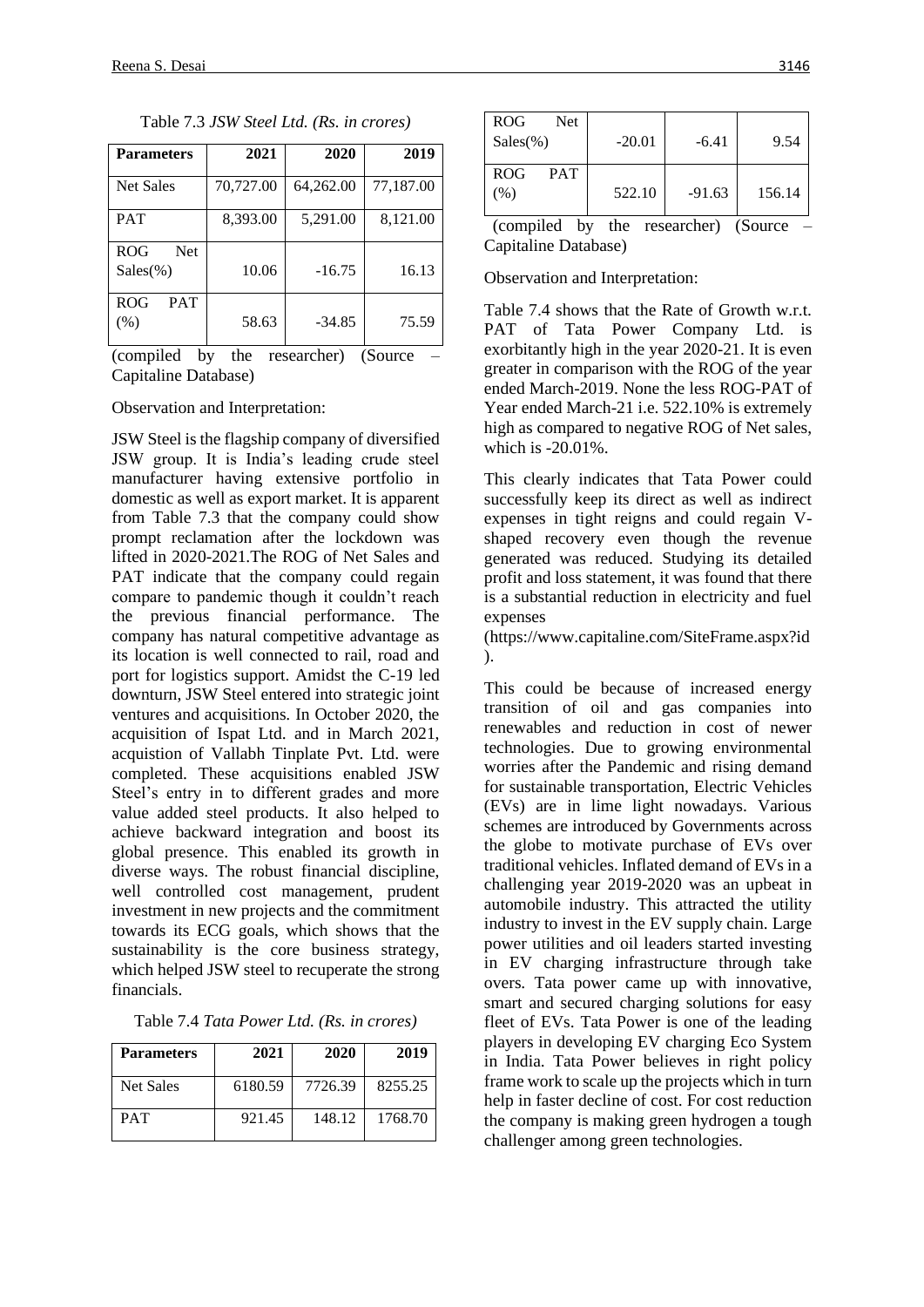Table 7.3 *JSW Steel Ltd. (Rs. in crores)*

| Parameters | 2021 | 2020 | 2019 |
|---|---|---|---|
| Net Sales | 70,727.00 | 64,262.00 | 77,187.00 |
| PAT | 8,393.00 | 5,291.00 | 8,121.00 |
| ROG Net Sales(%) | 10.06 | -16.75 | 16.13 |
| ROG PAT (%) | 58.63 | -34.85 | 75.59 |

(compiled by the researcher) (Source – Capitaline Database)

Observation and Interpretation:

JSW Steel is the flagship company of diversified JSW group. It is India's leading crude steel manufacturer having extensive portfolio in domestic as well as export market. It is apparent from Table 7.3 that the company could show prompt reclamation after the lockdown was lifted in 2020-2021.The ROG of Net Sales and PAT indicate that the company could regain compare to pandemic though it couldn't reach the previous financial performance. The company has natural competitive advantage as its location is well connected to rail, road and port for logistics support. Amidst the C-19 led downturn, JSW Steel entered into strategic joint ventures and acquisitions. In October 2020, the acquisition of Ispat Ltd. and in March 2021, acquistion of Vallabh Tinplate Pvt. Ltd. were completed. These acquisitions enabled JSW Steel's entry in to different grades and more value added steel products. It also helped to achieve backward integration and boost its global presence. This enabled its growth in diverse ways. The robust financial discipline, well controlled cost management, prudent investment in new projects and the commitment towards its ECG goals, which shows that the sustainability is the core business strategy, which helped JSW steel to recuperate the strong financials.

Table 7.4 *Tata Power Ltd. (Rs. in crores)*

| Parameters | 2021 | 2020 | 2019 |
|---|---|---|---|
| Net Sales | 6180.59 | 7726.39 | 8255.25 |
| PAT | 921.45 | 148.12 | 1768.70 |
| ROG Net Sales(%) | -20.01 | -6.41 | 9.54 |
| ROG PAT (%) | 522.10 | -91.63 | 156.14 |

(compiled by the researcher) (Source – Capitaline Database)

Observation and Interpretation:

Table 7.4 shows that the Rate of Growth w.r.t. PAT of Tata Power Company Ltd. is exorbitantly high in the year 2020-21. It is even greater in comparison with the ROG of the year ended March-2019. None the less ROG-PAT of Year ended March-21 i.e. 522.10% is extremely high as compared to negative ROG of Net sales, which is -20.01%.

This clearly indicates that Tata Power could successfully keep its direct as well as indirect expenses in tight reigns and could regain V-shaped recovery even though the revenue generated was reduced. Studying its detailed profit and loss statement, it was found that there is a substantial reduction in electricity and fuel expenses (https://www.capitaline.com/SiteFrame.aspx?id).

This could be because of increased energy transition of oil and gas companies into renewables and reduction in cost of newer technologies. Due to growing environmental worries after the Pandemic and rising demand for sustainable transportation, Electric Vehicles (EVs) are in lime light nowadays. Various schemes are introduced by Governments across the globe to motivate purchase of EVs over traditional vehicles. Inflated demand of EVs in a challenging year 2019-2020 was an upbeat in automobile industry. This attracted the utility industry to invest in the EV supply chain. Large power utilities and oil leaders started investing in EV charging infrastructure through take overs. Tata power came up with innovative, smart and secured charging solutions for easy fleet of EVs. Tata Power is one of the leading players in developing EV charging Eco System in India. Tata Power believes in right policy frame work to scale up the projects which in turn help in faster decline of cost. For cost reduction the company is making green hydrogen a tough challenger among green technologies.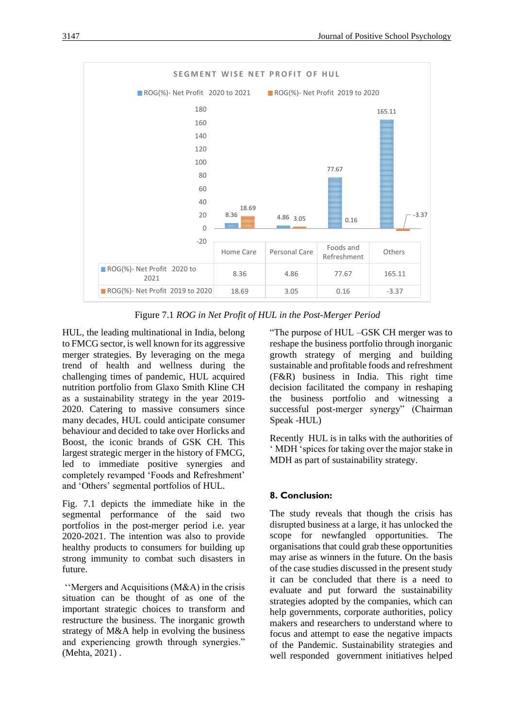**SEGMENT WISE NET PROFIT OF HUL**

| | Home Care | Personal Care | Foods and Refreshment | Others |
|---|---|---|---|---|
| ROG(%)- Net Profit 2020 to 2021 | 8.36 | 4.86 | 77.67 | 165.11 |
| ROG(%)- Net Profit 2019 to 2020 | 18.69 | 3.05 | 0.16 | -3.37 |

Figure 7.1 *ROG in Net Profit of HUL in the Post-Merger Period*

HUL, the leading multinational in India, belong to FMCG sector, is well known for its aggressive merger strategies. By leveraging on the mega trend of health and wellness during the challenging times of pandemic, HUL acquired nutrition portfolio from Glaxo Smith Kline CH as a sustainability strategy in the year 2019-2020. Catering to massive consumers since many decades, HUL could anticipate consumer behaviour and decided to take over Horlicks and Boost, the iconic brands of GSK CH. This largest strategic merger in the history of FMCG, led to immediate positive synergies and completely revamped 'Foods and Refreshment' and 'Others' segmental portfolios of HUL.

Fig. 7.1 depicts the immediate hike in the segmental performance of the said two portfolios in the post-merger period i.e. year 2020-2021. The intention was also to provide healthy products to consumers for building up strong immunity to combat such disasters in future.

''Mergers and Acquisitions (M&A) in the crisis situation can be thought of as one of the important strategic choices to transform and restructure the business. The inorganic growth strategy of M&A help in evolving the business and experiencing growth through synergies." (Mehta, 2021) .

"The purpose of HUL –GSK CH merger was to reshape the business portfolio through inorganic growth strategy of merging and building sustainable and profitable foods and refreshment (F&R) business in India. This right time decision facilitated the company in reshaping the business portfolio and witnessing a successful post-merger synergy" (Chairman Speak -HUL)

Recently HUL is in talks with the authorities of ' MDH 'spices for taking over the major stake in MDH as part of sustainability strategy.

## 8. Conclusion:

The study reveals that though the crisis has disrupted business at a large, it has unlocked the scope for newfangled opportunities. The organisations that could grab these opportunities may arise as winners in the future. On the basis of the case studies discussed in the present study it can be concluded that there is a need to evaluate and put forward the sustainability strategies adopted by the companies, which can help governments, corporate authorities, policy makers and researchers to understand where to focus and attempt to ease the negative impacts of the Pandemic. Sustainability strategies and well responded government initiatives helped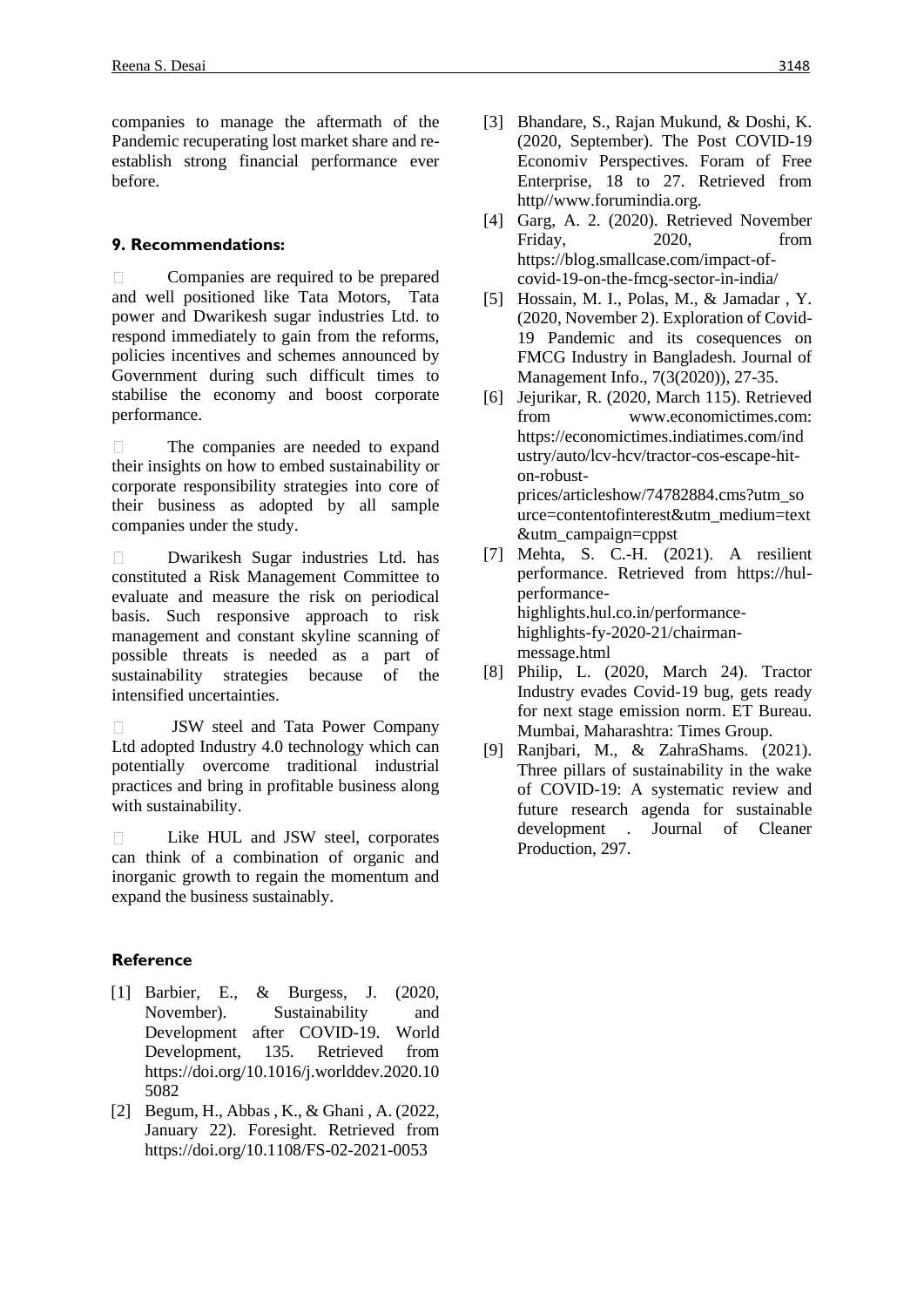companies to manage the aftermath of the Pandemic recuperating lost market share and re-establish strong financial performance ever before.

## 9. Recommendations:

- Companies are required to be prepared and well positioned like Tata Motors, Tata power and Dwarikesh sugar industries Ltd. to respond immediately to gain from the reforms, policies incentives and schemes announced by Government during such difficult times to stabilise the economy and boost corporate performance.
- The companies are needed to expand their insights on how to embed sustainability or corporate responsibility strategies into core of their business as adopted by all sample companies under the study.
- Dwarikesh Sugar industries Ltd. has constituted a Risk Management Committee to evaluate and measure the risk on periodical basis. Such responsive approach to risk management and constant skyline scanning of possible threats is needed as a part of sustainability strategies because of the intensified uncertainties.
- JSW steel and Tata Power Company Ltd adopted Industry 4.0 technology which can potentially overcome traditional industrial practices and bring in profitable business along with sustainability.
- Like HUL and JSW steel, corporates can think of a combination of organic and inorganic growth to regain the momentum and expand the business sustainably.

## Reference

[1] Barbier, E., & Burgess, J. (2020, November). Sustainability and Development after COVID-19. World Development, 135. Retrieved from https://doi.org/10.1016/j.worlddev.2020.105082

[2] Begum, H., Abbas , K., & Ghani , A. (2022, January 22). Foresight. Retrieved from https://doi.org/10.1108/FS-02-2021-0053

[3] Bhandare, S., Rajan Mukund, & Doshi, K. (2020, September). The Post COVID-19 Economiv Perspectives. Foram of Free Enterprise, 18 to 27. Retrieved from http//www.forumindia.org.

[4] Garg, A. 2. (2020). Retrieved November Friday, 2020, from https://blog.smallcase.com/impact-of-covid-19-on-the-fmcg-sector-in-india/

[5] Hossain, M. I., Polas, M., & Jamadar , Y. (2020, November 2). Exploration of Covid-19 Pandemic and its cosequences on FMCG Industry in Bangladesh. Journal of Management Info., 7(3(2020)), 27-35.

[6] Jejurikar, R. (2020, March 115). Retrieved from www.economictimes.com: https://economictimes.indiatimes.com/industry/auto/lcv-hcv/tractor-cos-escape-hit-on-robust-prices/articleshow/74782884.cms?utm_source=contentofinterest&utm_medium=text&utm_campaign=cppst

[7] Mehta, S. C.-H. (2021). A resilient performance. Retrieved from https://hul-performance-highlights.hul.co.in/performance-highlights-fy-2020-21/chairman-message.html

[8] Philip, L. (2020, March 24). Tractor Industry evades Covid-19 bug, gets ready for next stage emission norm. ET Bureau. Mumbai, Maharashtra: Times Group.

[9] Ranjbari, M., & ZahraShams. (2021). Three pillars of sustainability in the wake of COVID-19: A systematic review and future research agenda for sustainable development . Journal of Cleaner Production, 297.